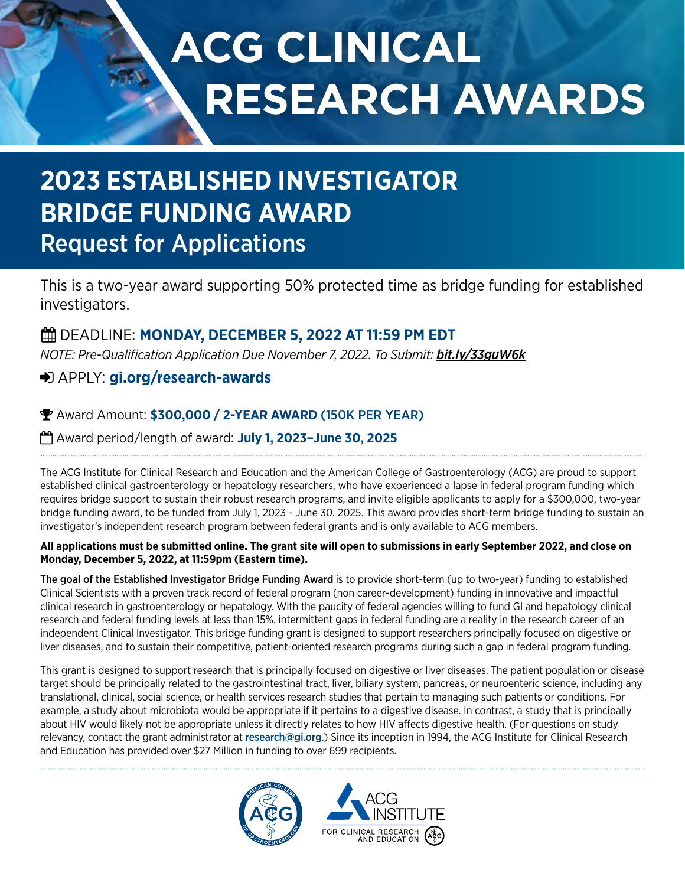# ACG CLINICAL RESEARCH AWARDS

## 2023 ESTABLISHED INVESTIGATOR BRIDGE FUNDING AWARD

### Request for Applications

This is a two-year award supporting 50% protected time as bridge funding for established investigators.

DEADLINE: **MONDAY, DECEMBER 5, 2022 AT 11:59 PM EDT**

*NOTE: Pre-Qualification Application Due November 7, 2022. To Submit:* ***bit.ly/33guW6k***

APPLY: **gi.org/research-awards**

Award Amount: **$300,000 / 2-YEAR AWARD** (150K PER YEAR)

Award period/length of award: **July 1, 2023–June 30, 2025**

The ACG Institute for Clinical Research and Education and the American College of Gastroenterology (ACG) are proud to support established clinical gastroenterology or hepatology researchers, who have experienced a lapse in federal program funding which requires bridge support to sustain their robust research programs, and invite eligible applicants to apply for a $300,000, two-year bridge funding award, to be funded from July 1, 2023 - June 30, 2025. This award provides short-term bridge funding to sustain an investigator's independent research program between federal grants and is only available to ACG members.

**All applications must be submitted online. The grant site will open to submissions in early September 2022, and close on Monday, December 5, 2022, at 11:59pm (Eastern time).**

**The goal of the Established Investigator Bridge Funding Award** is to provide short-term (up to two-year) funding to established Clinical Scientists with a proven track record of federal program (non career-development) funding in innovative and impactful clinical research in gastroenterology or hepatology. With the paucity of federal agencies willing to fund GI and hepatology clinical research and federal funding levels at less than 15%, intermittent gaps in federal funding are a reality in the research career of an independent Clinical Investigator. This bridge funding grant is designed to support researchers principally focused on digestive or liver diseases, and to sustain their competitive, patient-oriented research programs during such a gap in federal program funding.

This grant is designed to support research that is principally focused on digestive or liver diseases. The patient population or disease target should be principally related to the gastrointestinal tract, liver, biliary system, pancreas, or neuroenteric science, including any translational, clinical, social science, or health services research studies that pertain to managing such patients or conditions. For example, a study about microbiota would be appropriate if it pertains to a digestive disease. In contrast, a study that is principally about HIV would likely not be appropriate unless it directly relates to how HIV affects digestive health. (For questions on study relevancy, contact the grant administrator at research@gi.org.) Since its inception in 1994, the ACG Institute for Clinical Research and Education has provided over $27 Million in funding to over 699 recipients.

AMERICAN COLLEGE OF GASTROENTEROLOGY ACG

ACG INSTITUTE FOR CLINICAL RESEARCH AND EDUCATION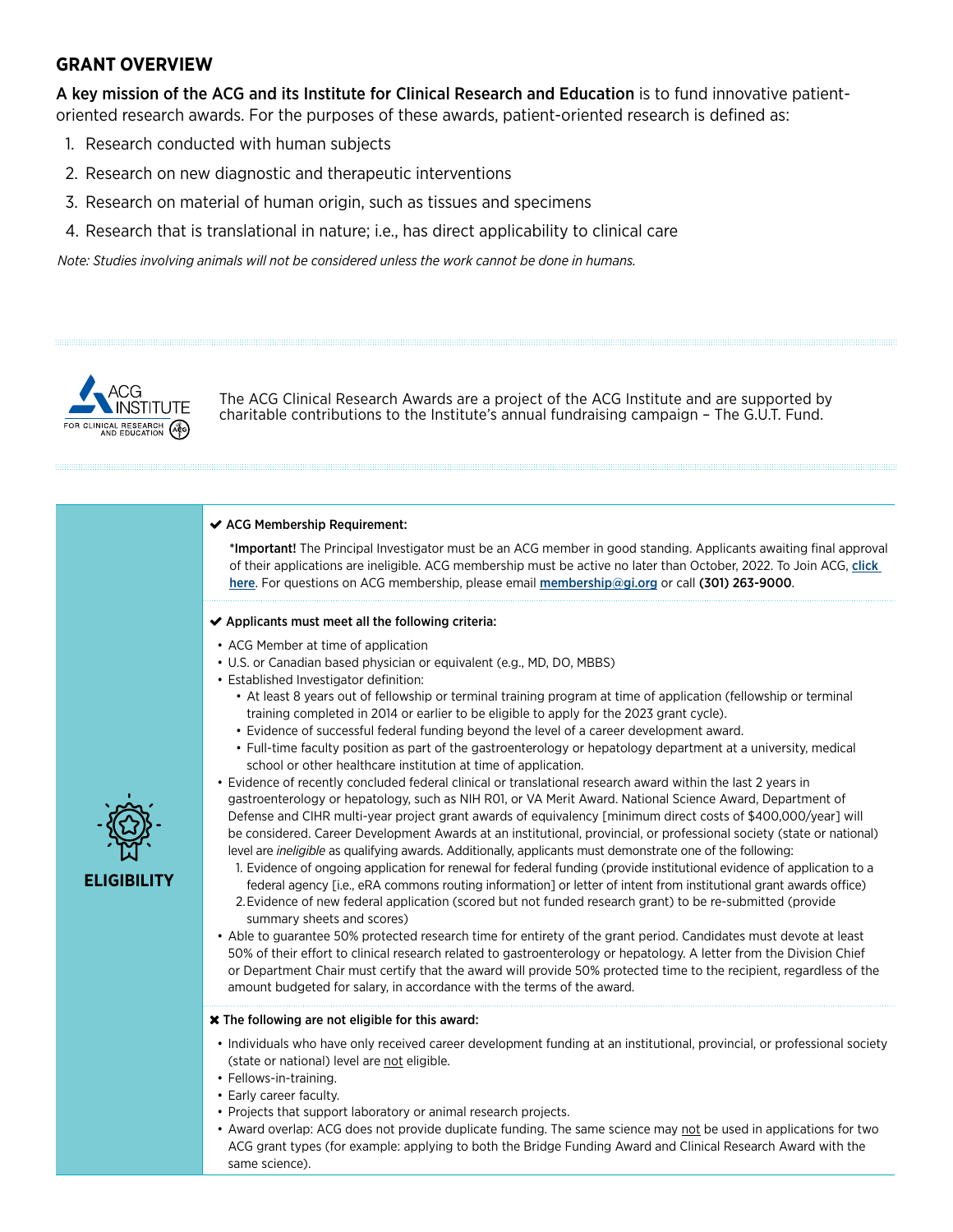## GRANT OVERVIEW

**A key mission of the ACG and its Institute for Clinical Research and Education** is to fund innovative patient-oriented research awards. For the purposes of these awards, patient-oriented research is defined as:

1. Research conducted with human subjects
2. Research on new diagnostic and therapeutic interventions
3. Research on material of human origin, such as tissues and specimens
4. Research that is translational in nature; i.e., has direct applicability to clinical care

*Note: Studies involving animals will not be considered unless the work cannot be done in humans.*

The ACG Clinical Research Awards are a project of the ACG Institute and are supported by charitable contributions to the Institute's annual fundraising campaign – The G.U.T. Fund.

## ELIGIBILITY

**✔ ACG Membership Requirement:**

***Important!** The Principal Investigator must be an ACG member in good standing. Applicants awaiting final approval of their applications are ineligible. ACG membership must be active no later than October, 2022. To Join ACG, click here. For questions on ACG membership, please email **membership@gi.org** or call **(301) 263-9000**.

**✔ Applicants must meet all the following criteria:**

- ACG Member at time of application
- U.S. or Canadian based physician or equivalent (e.g., MD, DO, MBBS)
- Established Investigator definition:
  - At least 8 years out of fellowship or terminal training program at time of application (fellowship or terminal training completed in 2014 or earlier to be eligible to apply for the 2023 grant cycle).
  - Evidence of successful federal funding beyond the level of a career development award.
  - Full-time faculty position as part of the gastroenterology or hepatology department at a university, medical school or other healthcare institution at time of application.
- Evidence of recently concluded federal clinical or translational research award within the last 2 years in gastroenterology or hepatology, such as NIH R01, or VA Merit Award. National Science Award, Department of Defense and CIHR multi-year project grant awards of equivalency [minimum direct costs of $400,000/year] will be considered. Career Development Awards at an institutional, provincial, or professional society (state or national) level are *ineligible* as qualifying awards. Additionally, applicants must demonstrate one of the following:
  1. Evidence of ongoing application for renewal for federal funding (provide institutional evidence of application to a federal agency [i.e., eRA commons routing information] or letter of intent from institutional grant awards office)
  2. Evidence of new federal application (scored but not funded research grant) to be re-submitted (provide summary sheets and scores)
- Able to guarantee 50% protected research time for entirety of the grant period. Candidates must devote at least 50% of their effort to clinical research related to gastroenterology or hepatology. A letter from the Division Chief or Department Chair must certify that the award will provide 50% protected time to the recipient, regardless of the amount budgeted for salary, in accordance with the terms of the award.

**✖ The following are not eligible for this award:**

- Individuals who have only received career development funding at an institutional, provincial, or professional society (state or national) level are not eligible.
- Fellows-in-training.
- Early career faculty.
- Projects that support laboratory or animal research projects.
- Award overlap: ACG does not provide duplicate funding. The same science may not be used in applications for two ACG grant types (for example: applying to both the Bridge Funding Award and Clinical Research Award with the same science).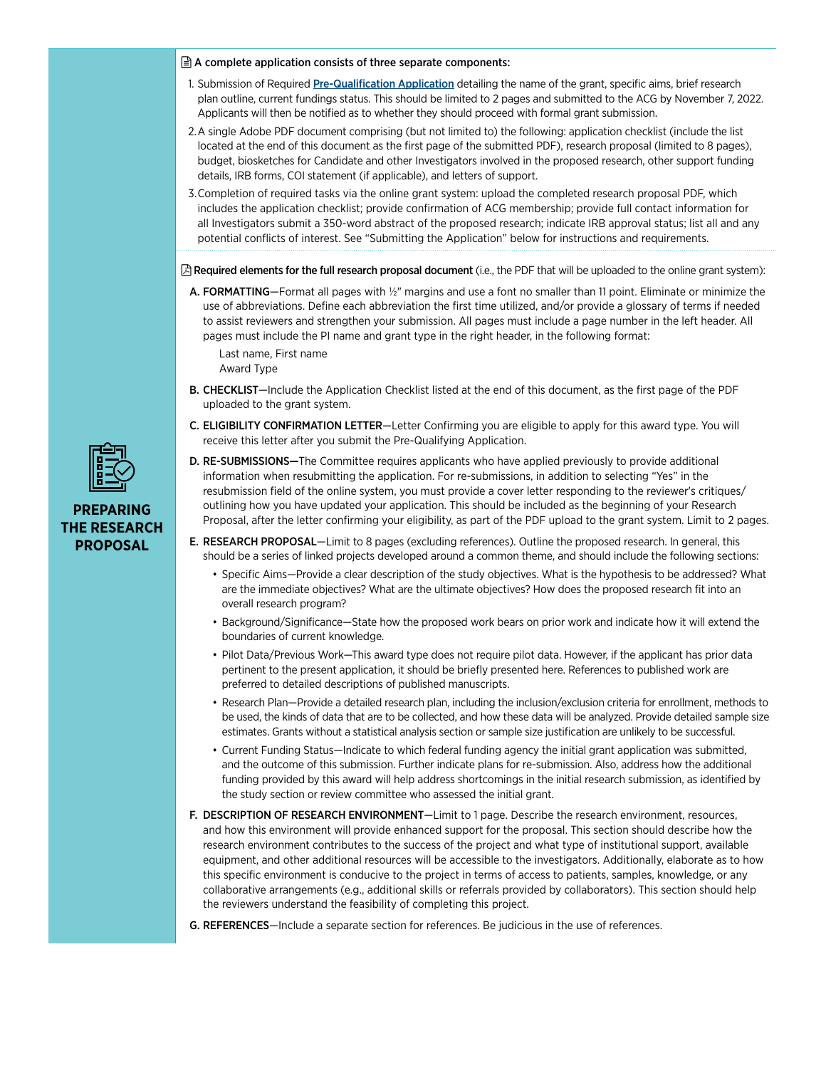## PREPARING THE RESEARCH PROPOSAL

**A complete application consists of three separate components:**

1. Submission of Required Pre-Qualification Application detailing the name of the grant, specific aims, brief research plan outline, current fundings status. This should be limited to 2 pages and submitted to the ACG by November 7, 2022. Applicants will then be notified as to whether they should proceed with formal grant submission.
2. A single Adobe PDF document comprising (but not limited to) the following: application checklist (include the list located at the end of this document as the first page of the submitted PDF), research proposal (limited to 8 pages), budget, biosketches for Candidate and other Investigators involved in the proposed research, other support funding details, IRB forms, COI statement (if applicable), and letters of support.
3. Completion of required tasks via the online grant system: upload the completed research proposal PDF, which includes the application checklist; provide confirmation of ACG membership; provide full contact information for all Investigators submit a 350-word abstract of the proposed research; indicate IRB approval status; list all and any potential conflicts of interest. See "Submitting the Application" below for instructions and requirements.

**Required elements for the full research proposal document** (i.e., the PDF that will be uploaded to the online grant system):

**A. FORMATTING**—Format all pages with ½" margins and use a font no smaller than 11 point. Eliminate or minimize the use of abbreviations. Define each abbreviation the first time utilized, and/or provide a glossary of terms if needed to assist reviewers and strengthen your submission. All pages must include a page number in the left header. All pages must include the PI name and grant type in the right header, in the following format:

Last name, First name
Award Type

**B. CHECKLIST**—Include the Application Checklist listed at the end of this document, as the first page of the PDF uploaded to the grant system.

**C. ELIGIBILITY CONFIRMATION LETTER**—Letter Confirming you are eligible to apply for this award type. You will receive this letter after you submit the Pre-Qualifying Application.

**D. RE-SUBMISSIONS—**The Committee requires applicants who have applied previously to provide additional information when resubmitting the application. For re-submissions, in addition to selecting "Yes" in the resubmission field of the online system, you must provide a cover letter responding to the reviewer's critiques/ outlining how you have updated your application. This should be included as the beginning of your Research Proposal, after the letter confirming your eligibility, as part of the PDF upload to the grant system. Limit to 2 pages.

**E. RESEARCH PROPOSAL**—Limit to 8 pages (excluding references). Outline the proposed research. In general, this should be a series of linked projects developed around a common theme, and should include the following sections:

- Specific Aims—Provide a clear description of the study objectives. What is the hypothesis to be addressed? What are the immediate objectives? What are the ultimate objectives? How does the proposed research fit into an overall research program?
- Background/Significance—State how the proposed work bears on prior work and indicate how it will extend the boundaries of current knowledge.
- Pilot Data/Previous Work—This award type does not require pilot data. However, if the applicant has prior data pertinent to the present application, it should be briefly presented here. References to published work are preferred to detailed descriptions of published manuscripts.
- Research Plan—Provide a detailed research plan, including the inclusion/exclusion criteria for enrollment, methods to be used, the kinds of data that are to be collected, and how these data will be analyzed. Provide detailed sample size estimates. Grants without a statistical analysis section or sample size justification are unlikely to be successful.
- Current Funding Status—Indicate to which federal funding agency the initial grant application was submitted, and the outcome of this submission. Further indicate plans for re-submission. Also, address how the additional funding provided by this award will help address shortcomings in the initial research submission, as identified by the study section or review committee who assessed the initial grant.

**F. DESCRIPTION OF RESEARCH ENVIRONMENT**—Limit to 1 page. Describe the research environment, resources, and how this environment will provide enhanced support for the proposal. This section should describe how the research environment contributes to the success of the project and what type of institutional support, available equipment, and other additional resources will be accessible to the investigators. Additionally, elaborate as to how this specific environment is conducive to the project in terms of access to patients, samples, knowledge, or any collaborative arrangements (e.g., additional skills or referrals provided by collaborators). This section should help the reviewers understand the feasibility of completing this project.

**G. REFERENCES**—Include a separate section for references. Be judicious in the use of references.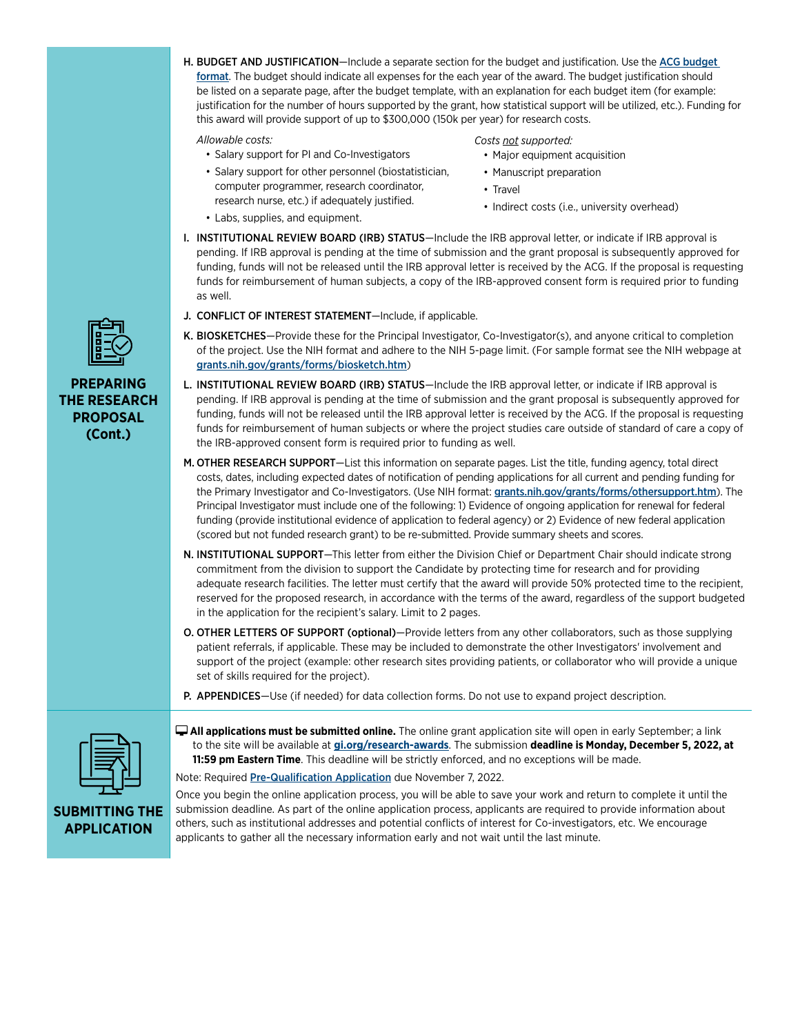## PREPARING THE RESEARCH PROPOSAL (Cont.)

**H. BUDGET AND JUSTIFICATION**—Include a separate section for the budget and justification. Use the ACG budget format. The budget should indicate all expenses for the each year of the award. The budget justification should be listed on a separate page, after the budget template, with an explanation for each budget item (for example: justification for the number of hours supported by the grant, how statistical support will be utilized, etc.). Funding for this award will provide support of up to $300,000 (150k per year) for research costs.

*Allowable costs:*

- Salary support for PI and Co-Investigators
- Salary support for other personnel (biostatistician, computer programmer, research coordinator, research nurse, etc.) if adequately justified.
- Labs, supplies, and equipment.

*Costs not supported:*

- Major equipment acquisition
- Manuscript preparation
- Travel
- Indirect costs (i.e., university overhead)

**I. INSTITUTIONAL REVIEW BOARD (IRB) STATUS**—Include the IRB approval letter, or indicate if IRB approval is pending. If IRB approval is pending at the time of submission and the grant proposal is subsequently approved for funding, funds will not be released until the IRB approval letter is received by the ACG. If the proposal is requesting funds for reimbursement of human subjects, a copy of the IRB-approved consent form is required prior to funding as well.

**J. CONFLICT OF INTEREST STATEMENT**—Include, if applicable.

**K. BIOSKETCHES**—Provide these for the Principal Investigator, Co-Investigator(s), and anyone critical to completion of the project. Use the NIH format and adhere to the NIH 5-page limit. (For sample format see the NIH webpage at grants.nih.gov/grants/forms/biosketch.htm)

**L. INSTITUTIONAL REVIEW BOARD (IRB) STATUS**—Include the IRB approval letter, or indicate if IRB approval is pending. If IRB approval is pending at the time of submission and the grant proposal is subsequently approved for funding, funds will not be released until the IRB approval letter is received by the ACG. If the proposal is requesting funds for reimbursement of human subjects or where the project studies care outside of standard of care a copy of the IRB-approved consent form is required prior to funding as well.

**M. OTHER RESEARCH SUPPORT**—List this information on separate pages. List the title, funding agency, total direct costs, dates, including expected dates of notification of pending applications for all current and pending funding for the Primary Investigator and Co-Investigators. (Use NIH format: grants.nih.gov/grants/forms/othersupport.htm). The Principal Investigator must include one of the following: 1) Evidence of ongoing application for renewal for federal funding (provide institutional evidence of application to federal agency) or 2) Evidence of new federal application (scored but not funded research grant) to be re-submitted. Provide summary sheets and scores.

**N. INSTITUTIONAL SUPPORT**—This letter from either the Division Chief or Department Chair should indicate strong commitment from the division to support the Candidate by protecting time for research and for providing adequate research facilities. The letter must certify that the award will provide 50% protected time to the recipient, reserved for the proposed research, in accordance with the terms of the award, regardless of the support budgeted in the application for the recipient's salary. Limit to 2 pages.

**O. OTHER LETTERS OF SUPPORT (optional)**—Provide letters from any other collaborators, such as those supplying patient referrals, if applicable. These may be included to demonstrate the other Investigators' involvement and support of the project (example: other research sites providing patients, or collaborator who will provide a unique set of skills required for the project).

**P. APPENDICES**—Use (if needed) for data collection forms. Do not use to expand project description.

## SUBMITTING THE APPLICATION

**All applications must be submitted online.** The online grant application site will open in early September; a link to the site will be available at gi.org/research-awards. The submission **deadline is Monday, December 5, 2022, at 11:59 pm Eastern Time**. This deadline will be strictly enforced, and no exceptions will be made.

Note: Required Pre-Qualification Application due November 7, 2022.

Once you begin the online application process, you will be able to save your work and return to complete it until the submission deadline. As part of the online application process, applicants are required to provide information about others, such as institutional addresses and potential conflicts of interest for Co-investigators, etc. We encourage applicants to gather all the necessary information early and not wait until the last minute.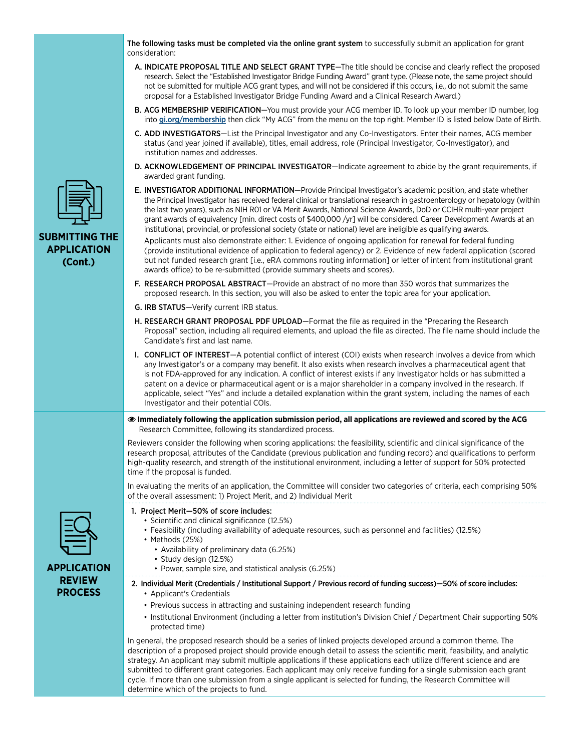## SUBMITTING THE APPLICATION (Cont.)

**The following tasks must be completed via the online grant system** to successfully submit an application for grant consideration:

**A. INDICATE PROPOSAL TITLE AND SELECT GRANT TYPE**—The title should be concise and clearly reflect the proposed research. Select the "Established Investigator Bridge Funding Award" grant type. (Please note, the same project should not be submitted for multiple ACG grant types, and will not be considered if this occurs, i.e., do not submit the same proposal for a Established Investigator Bridge Funding Award and a Clinical Research Award.)

**B. ACG MEMBERSHIP VERIFICATION**—You must provide your ACG member ID. To look up your member ID number, log into [gi.org/membership](gi.org/membership) then click "My ACG" from the menu on the top right. Member ID is listed below Date of Birth.

**C. ADD INVESTIGATORS**—List the Principal Investigator and any Co-Investigators. Enter their names, ACG member status (and year joined if available), titles, email address, role (Principal Investigator, Co-Investigator), and institution names and addresses.

**D. ACKNOWLEDGEMENT OF PRINCIPAL INVESTIGATOR**—Indicate agreement to abide by the grant requirements, if awarded grant funding.

**E. INVESTIGATOR ADDITIONAL INFORMATION**—Provide Principal Investigator's academic position, and state whether the Principal Investigator has received federal clinical or translational research in gastroenterology or hepatology (within the last two years), such as NIH R01 or VA Merit Awards, National Science Awards, DoD or CCIHR multi-year project grant awards of equivalency [min. direct costs of $400,000 /yr] will be considered. Career Development Awards at an institutional, provincial, or professional society (state or national) level are ineligible as qualifying awards.

Applicants must also demonstrate either: 1. Evidence of ongoing application for renewal for federal funding (provide institutional evidence of application to federal agency) or 2. Evidence of new federal application (scored but not funded research grant [i.e., eRA commons routing information] or letter of intent from institutional grant awards office) to be re-submitted (provide summary sheets and scores).

**F. RESEARCH PROPOSAL ABSTRACT**—Provide an abstract of no more than 350 words that summarizes the proposed research. In this section, you will also be asked to enter the topic area for your application.

**G. IRB STATUS**—Verify current IRB status.

**H. RESEARCH GRANT PROPOSAL PDF UPLOAD**—Format the file as required in the "Preparing the Research Proposal" section, including all required elements, and upload the file as directed. The file name should include the Candidate's first and last name.

**I. CONFLICT OF INTEREST**—A potential conflict of interest (COI) exists when research involves a device from which any Investigator's or a company may benefit. It also exists when research involves a pharmaceutical agent that is not FDA-approved for any indication. A conflict of interest exists if any Investigator holds or has submitted a patent on a device or pharmaceutical agent or is a major shareholder in a company involved in the research. If applicable, select "Yes" and include a detailed explanation within the grant system, including the names of each Investigator and their potential COIs.

## APPLICATION REVIEW PROCESS

**Immediately following the application submission period, all applications are reviewed and scored by the ACG** Research Committee, following its standardized process.

Reviewers consider the following when scoring applications: the feasibility, scientific and clinical significance of the research proposal, attributes of the Candidate (previous publication and funding record) and qualifications to perform high-quality research, and strength of the institutional environment, including a letter of support for 50% protected time if the proposal is funded.

In evaluating the merits of an application, the Committee will consider two categories of criteria, each comprising 50% of the overall assessment: 1) Project Merit, and 2) Individual Merit

1. **Project Merit—50% of score includes:**
   - Scientific and clinical significance (12.5%)
   - Feasibility (including availability of adequate resources, such as personnel and facilities) (12.5%)
   - Methods (25%)
     - Availability of preliminary data (6.25%)
     - Study design (12.5%)
     - Power, sample size, and statistical analysis (6.25%)

2. **Individual Merit (Credentials / Institutional Support / Previous record of funding success)—50% of score includes:**
   - Applicant's Credentials
   - Previous success in attracting and sustaining independent research funding
   - Institutional Environment (including a letter from institution's Division Chief / Department Chair supporting 50% protected time)

In general, the proposed research should be a series of linked projects developed around a common theme. The description of a proposed project should provide enough detail to assess the scientific merit, feasibility, and analytic strategy. An applicant may submit multiple applications if these applications each utilize different science and are submitted to different grant categories. Each applicant may only receive funding for a single submission each grant cycle. If more than one submission from a single applicant is selected for funding, the Research Committee will determine which of the projects to fund.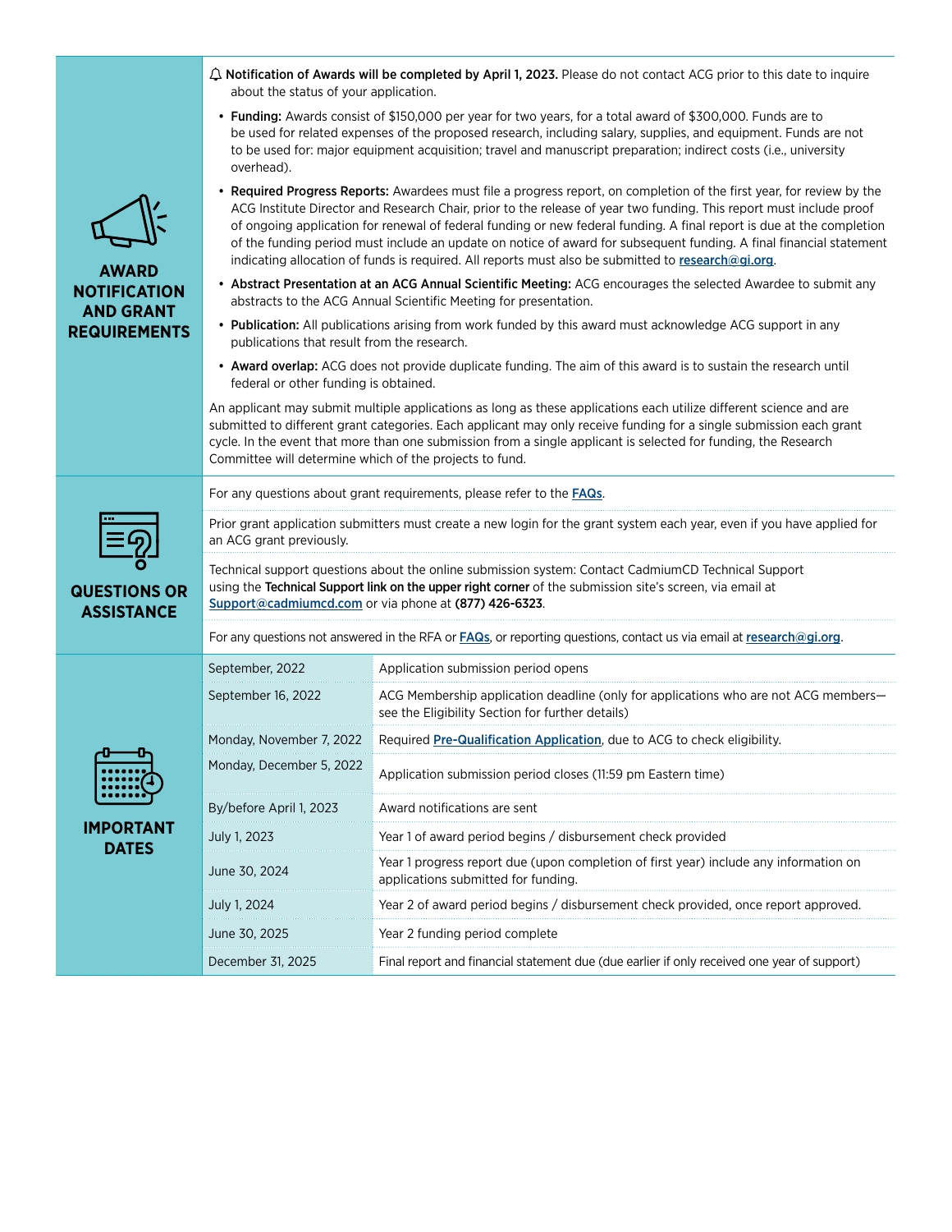## AWARD NOTIFICATION AND GRANT REQUIREMENTS

🔔 **Notification of Awards will be completed by April 1, 2023.** Please do not contact ACG prior to this date to inquire about the status of your application.

- **Funding:** Awards consist of $150,000 per year for two years, for a total award of $300,000. Funds are to be used for related expenses of the proposed research, including salary, supplies, and equipment. Funds are not to be used for: major equipment acquisition; travel and manuscript preparation; indirect costs (i.e., university overhead).
- **Required Progress Reports:** Awardees must file a progress report, on completion of the first year, for review by the ACG Institute Director and Research Chair, prior to the release of year two funding. This report must include proof of ongoing application for renewal of federal funding or new federal funding. A final report is due at the completion of the funding period must include an update on notice of award for subsequent funding. A final financial statement indicating allocation of funds is required. All reports must also be submitted to research@gi.org.
- **Abstract Presentation at an ACG Annual Scientific Meeting:** ACG encourages the selected Awardee to submit any abstracts to the ACG Annual Scientific Meeting for presentation.
- **Publication:** All publications arising from work funded by this award must acknowledge ACG support in any publications that result from the research.
- **Award overlap:** ACG does not provide duplicate funding. The aim of this award is to sustain the research until federal or other funding is obtained.

An applicant may submit multiple applications as long as these applications each utilize different science and are submitted to different grant categories. Each applicant may only receive funding for a single submission each grant cycle. In the event that more than one submission from a single applicant is selected for funding, the Research Committee will determine which of the projects to fund.

## QUESTIONS OR ASSISTANCE

For any questions about grant requirements, please refer to the FAQs.

Prior grant application submitters must create a new login for the grant system each year, even if you have applied for an ACG grant previously.

Technical support questions about the online submission system: Contact CadmiumCD Technical Support using the **Technical Support link on the upper right corner** of the submission site's screen, via email at Support@cadmiumcd.com or via phone at **(877) 426-6323**.

For any questions not answered in the RFA or FAQs, or reporting questions, contact us via email at research@gi.org.

## IMPORTANT DATES

| Date | Event |
|---|---|
| September, 2022 | Application submission period opens |
| September 16, 2022 | ACG Membership application deadline (only for applications who are not ACG members—see the Eligibility Section for further details) |
| Monday, November 7, 2022 | Required Pre-Qualification Application, due to ACG to check eligibility. |
| Monday, December 5, 2022 | Application submission period closes (11:59 pm Eastern time) |
| By/before April 1, 2023 | Award notifications are sent |
| July 1, 2023 | Year 1 of award period begins / disbursement check provided |
| June 30, 2024 | Year 1 progress report due (upon completion of first year) include any information on applications submitted for funding. |
| July 1, 2024 | Year 2 of award period begins / disbursement check provided, once report approved. |
| June 30, 2025 | Year 2 funding period complete |
| December 31, 2025 | Final report and financial statement due (due earlier if only received one year of support) |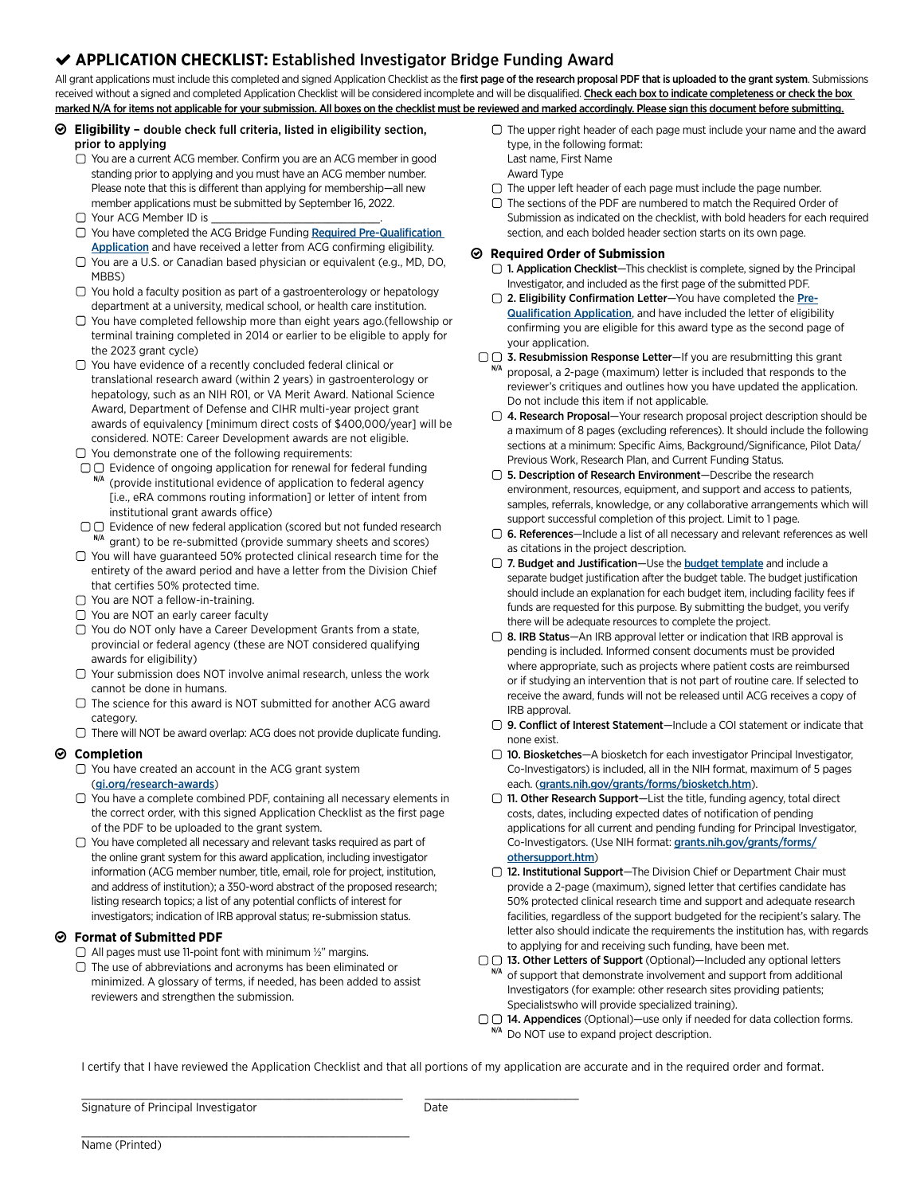# ✔ APPLICATION CHECKLIST: Established Investigator Bridge Funding Award

All grant applications must include this completed and signed Application Checklist as the **first page of the research proposal PDF that is uploaded to the grant system**. Submissions received without a signed and completed Application Checklist will be considered incomplete and will be disqualified. **Check each box to indicate completeness or check the box marked N/A for items not applicable for your submission. All boxes on the checklist must be reviewed and marked accordingly. Please sign this document before submitting.**

## Eligibility – double check full criteria, listed in eligibility section, prior to applying

- ☐ You are a current ACG member. Confirm you are an ACG member in good standing prior to applying and you must have an ACG member number. Please note that this is different than applying for membership—all new member applications must be submitted by September 16, 2022.
- ☐ Your ACG Member ID is ______________________________.
- ☐ You have completed the ACG Bridge Funding **Required Pre-Qualification Application** and have received a letter from ACG confirming eligibility.
- ☐ You are a U.S. or Canadian based physician or equivalent (e.g., MD, DO, MBBS)
- ☐ You hold a faculty position as part of a gastroenterology or hepatology department at a university, medical school, or health care institution.
- ☐ You have completed fellowship more than eight years ago.(fellowship or terminal training completed in 2014 or earlier to be eligible to apply for the 2023 grant cycle)
- ☐ You have evidence of a recently concluded federal clinical or translational research award (within 2 years) in gastroenterology or hepatology, such as an NIH R01, or VA Merit Award. National Science Award, Department of Defense and CIHR multi-year project grant awards of equivalency [minimum direct costs of $400,000/year] will be considered. NOTE: Career Development awards are not eligible.
- ☐ You demonstrate one of the following requirements:
  - ☐ ☐ N/A Evidence of ongoing application for renewal for federal funding (provide institutional evidence of application to federal agency [i.e., eRA commons routing information] or letter of intent from institutional grant awards office)
  - ☐ ☐ N/A Evidence of new federal application (scored but not funded research grant) to be re-submitted (provide summary sheets and scores)
- ☐ You will have guaranteed 50% protected clinical research time for the entirety of the award period and have a letter from the Division Chief that certifies 50% protected time.
- ☐ You are NOT a fellow-in-training.
- ☐ You are NOT an early career faculty
- ☐ You do NOT only have a Career Development Grants from a state, provincial or federal agency (these are NOT considered qualifying awards for eligibility)
- ☐ Your submission does NOT involve animal research, unless the work cannot be done in humans.
- ☐ The science for this award is NOT submitted for another ACG award category.
- ☐ There will NOT be award overlap: ACG does not provide duplicate funding.

## Completion

- ☐ You have created an account in the ACG grant system (**gi.org/research-awards**)
- ☐ You have a complete combined PDF, containing all necessary elements in the correct order, with this signed Application Checklist as the first page of the PDF to be uploaded to the grant system.
- ☐ You have completed all necessary and relevant tasks required as part of the online grant system for this award application, including investigator information (ACG member number, title, email, role for project, institution, and address of institution); a 350-word abstract of the proposed research; listing research topics; a list of any potential conflicts of interest for investigators; indication of IRB approval status; re-submission status.

## Format of Submitted PDF

- ☐ All pages must use 11-point font with minimum ½" margins.
- ☐ The use of abbreviations and acronyms has been eliminated or minimized. A glossary of terms, if needed, has been added to assist reviewers and strengthen the submission.
- ☐ The upper right header of each page must include your name and the award type, in the following format:
  Last name, First Name
  Award Type
- ☐ The upper left header of each page must include the page number.
- ☐ The sections of the PDF are numbered to match the Required Order of Submission as indicated on the checklist, with bold headers for each required section, and each bolded header section starts on its own page.

## Required Order of Submission

- ☐ **1. Application Checklist**—This checklist is complete, signed by the Principal Investigator, and included as the first page of the submitted PDF.
- ☐ **2. Eligibility Confirmation Letter**—You have completed the **Pre-Qualification Application**, and have included the letter of eligibility confirming you are eligible for this award type as the second page of your application.
- ☐ ☐ N/A **3. Resubmission Response Letter**—If you are resubmitting this grant proposal, a 2-page (maximum) letter is included that responds to the reviewer's critiques and outlines how you have updated the application. Do not include this item if not applicable.
- ☐ **4. Research Proposal**—Your research proposal project description should be a maximum of 8 pages (excluding references). It should include the following sections at a minimum: Specific Aims, Background/Significance, Pilot Data/Previous Work, Research Plan, and Current Funding Status.
- ☐ **5. Description of Research Environment**—Describe the research environment, resources, equipment, and support and access to patients, samples, referrals, knowledge, or any collaborative arrangements which will support successful completion of this project. Limit to 1 page.
- ☐ **6. References**—Include a list of all necessary and relevant references as well as citations in the project description.
- ☐ **7. Budget and Justification**—Use the **budget template** and include a separate budget justification after the budget table. The budget justification should include an explanation for each budget item, including facility fees if funds are requested for this purpose. By submitting the budget, you verify there will be adequate resources to complete the project.
- ☐ **8. IRB Status**—An IRB approval letter or indication that IRB approval is pending is included. Informed consent documents must be provided where appropriate, such as projects where patient costs are reimbursed or if studying an intervention that is not part of routine care. If selected to receive the award, funds will not be released until ACG receives a copy of IRB approval.
- ☐ **9. Conflict of Interest Statement**—Include a COI statement or indicate that none exist.
- ☐ **10. Biosketches**—A biosketch for each investigator Principal Investigator, Co-Investigators) is included, all in the NIH format, maximum of 5 pages each. (**grants.nih.gov/grants/forms/biosketch.htm**).
- ☐ **11. Other Research Support**—List the title, funding agency, total direct costs, dates, including expected dates of notification of pending applications for all current and pending funding for Principal Investigator, Co-Investigators. (Use NIH format: **grants.nih.gov/grants/forms/othersupport.htm**)
- ☐ **12. Institutional Support**—The Division Chief or Department Chair must provide a 2-page (maximum), signed letter that certifies candidate has 50% protected clinical research time and support and adequate research facilities, regardless of the support budgeted for the recipient's salary. The letter also should indicate the requirements the institution has, with regards to applying for and receiving such funding, have been met.
- ☐ ☐ N/A **13. Other Letters of Support** (Optional)—Included any optional letters of support that demonstrate involvement and support from additional Investigators (for example: other research sites providing patients; Specialistswho will provide specialized training).
- ☐ ☐ N/A **14. Appendices** (Optional)—use only if needed for data collection forms. Do NOT use to expand project description.

I certify that I have reviewed the Application Checklist and that all portions of my application are accurate and in the required order and format.

_______________________________________________ _______________________
Signature of Principal Investigator Date

_______________________________________________
Name (Printed)